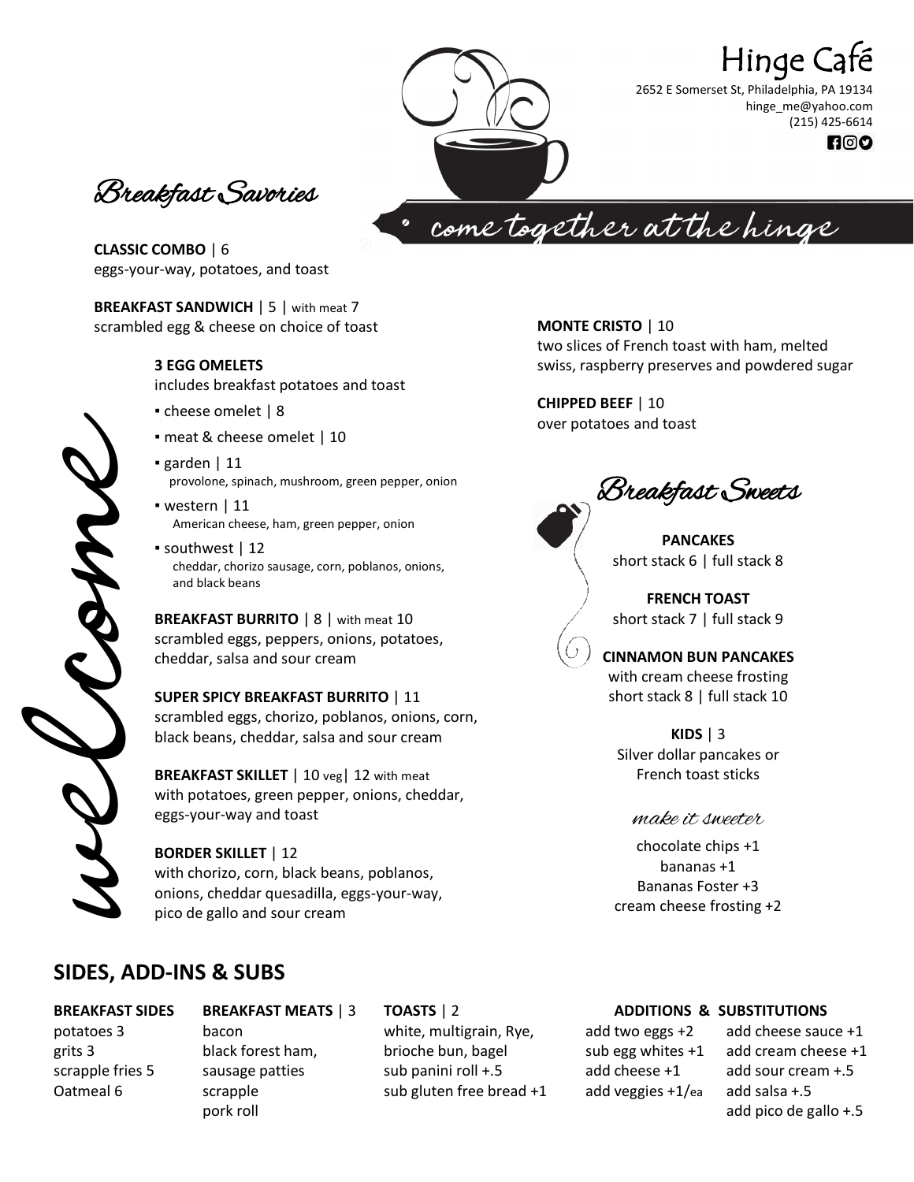# Hinge Café

2652 E Somerset St, Philadelphia, PA 19134
hinge_me@yahoo.com
(215) 425-6614

*come together at the hinge*

*welcome*

## *Breakfast Savories*

**CLASSIC COMBO** | 6
eggs-your-way, potatoes, and toast

**BREAKFAST SANDWICH** | 5 | with meat 7
scrambled egg & cheese on choice of toast

**3 EGG OMELETS**
includes breakfast potatoes and toast

- cheese omelet | 8
- meat & cheese omelet | 10
- garden | 11
  provolone, spinach, mushroom, green pepper, onion
- western | 11
  American cheese, ham, green pepper, onion
- southwest | 12
  cheddar, chorizo sausage, corn, poblanos, onions, and black beans

**BREAKFAST BURRITO** | 8 | with meat 10
scrambled eggs, peppers, onions, potatoes, cheddar, salsa and sour cream

**SUPER SPICY BREAKFAST BURRITO** | 11
scrambled eggs, chorizo, poblanos, onions, corn, black beans, cheddar, salsa and sour cream

**BREAKFAST SKILLET** | 10 veg| 12 with meat
with potatoes, green pepper, onions, cheddar, eggs-your-way and toast

**BORDER SKILLET** | 12
with chorizo, corn, black beans, poblanos, onions, cheddar quesadilla, eggs-your-way, pico de gallo and sour cream

**MONTE CRISTO** | 10
two slices of French toast with ham, melted swiss, raspberry preserves and powdered sugar

**CHIPPED BEEF** | 10
over potatoes and toast

## *Breakfast Sweets*

**PANCAKES**
short stack 6 | full stack 8

**FRENCH TOAST**
short stack 7 | full stack 9

**CINNAMON BUN PANCAKES**
with cream cheese frosting
short stack 8 | full stack 10

**KIDS** | 3
Silver dollar pancakes or French toast sticks

*make it sweeter*

chocolate chips +1
bananas +1
Bananas Foster +3
cream cheese frosting +2

## SIDES, ADD-INS & SUBS

**BREAKFAST SIDES**
potatoes 3
grits 3
scrapple fries 5
Oatmeal 6

**BREAKFAST MEATS** | 3
bacon
black forest ham,
sausage patties
scrapple
pork roll

**TOASTS** | 2
white, multigrain, Rye, brioche bun, bagel
sub panini roll +.5
sub gluten free bread +1

**ADDITIONS & SUBSTITUTIONS**
add two eggs +2
sub egg whites +1
add cheese +1
add veggies +1/ea
add cheese sauce +1
add cream cheese +1
add sour cream +.5
add salsa +.5
add pico de gallo +.5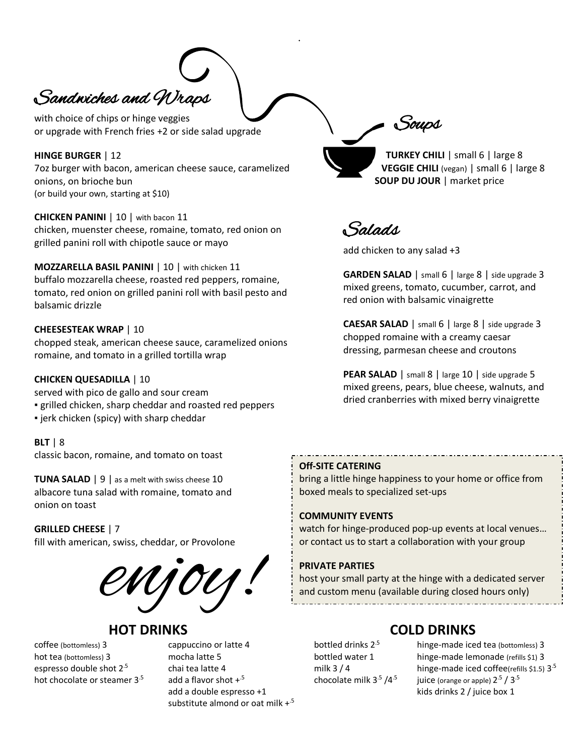## Sandwiches and Wraps

with choice of chips or hinge veggies
or upgrade with French fries +2 or side salad upgrade

**HINGE BURGER** | 12
7oz burger with bacon, american cheese sauce, caramelized onions, on brioche bun
(or build your own, starting at $10)

**CHICKEN PANINI** | 10 | with bacon 11
chicken, muenster cheese, romaine, tomato, red onion on grilled panini roll with chipotle sauce or mayo

**MOZZARELLA BASIL PANINI** | 10 | with chicken 11
buffalo mozzarella cheese, roasted red peppers, romaine, tomato, red onion on grilled panini roll with basil pesto and balsamic drizzle

**CHEESESTEAK WRAP** | 10
chopped steak, american cheese sauce, caramelized onions romaine, and tomato in a grilled tortilla wrap

**CHICKEN QUESADILLA** | 10
served with pico de gallo and sour cream
- grilled chicken, sharp cheddar and roasted red peppers
- jerk chicken (spicy) with sharp cheddar

**BLT** | 8
classic bacon, romaine, and tomato on toast

**TUNA SALAD** | 9 | as a melt with swiss cheese 10
albacore tuna salad with romaine, tomato and onion on toast

**GRILLED CHEESE** | 7
fill with american, swiss, cheddar, or Provolone

*enjoy!*

## Soups

**TURKEY CHILI** | small 6 | large 8
**VEGGIE CHILI** (vegan) | small 6 | large 8
**SOUP DU JOUR** | market price

## Salads

add chicken to any salad +3

**GARDEN SALAD** | small 6 | large 8 | side upgrade 3
mixed greens, tomato, cucumber, carrot, and red onion with balsamic vinaigrette

**CAESAR SALAD** | small 6 | large 8 | side upgrade 3
chopped romaine with a creamy caesar dressing, parmesan cheese and croutons

**PEAR SALAD** | small 8 | large 10 | side upgrade 5
mixed greens, pears, blue cheese, walnuts, and dried cranberries with mixed berry vinaigrette

**Off-SITE CATERING**
bring a little hinge happiness to your home or office from boxed meals to specialized set-ups

**COMMUNITY EVENTS**
watch for hinge-produced pop-up events at local venues… or contact us to start a collaboration with your group

**PRIVATE PARTIES**
host your small party at the hinge with a dedicated server and custom menu (available during closed hours only)

## HOT DRINKS

coffee (bottomless) 3
hot tea (bottomless) 3
espresso double shot 2.5
hot chocolate or steamer 3.5
cappuccino or latte 4
mocha latte 5
chai tea latte 4
add a flavor shot +.5
add a double espresso +1
substitute almond or oat milk +.5

## COLD DRINKS

bottled drinks 2.5
bottled water 1
milk 3 / 4
chocolate milk 3.5 /4.5
hinge-made iced tea (bottomless) 3
hinge-made lemonade (refills $1) 3
hinge-made iced coffee(refills $1.5) 3.5
juice (orange or apple) 2.5 / 3.5
kids drinks 2 / juice box 1